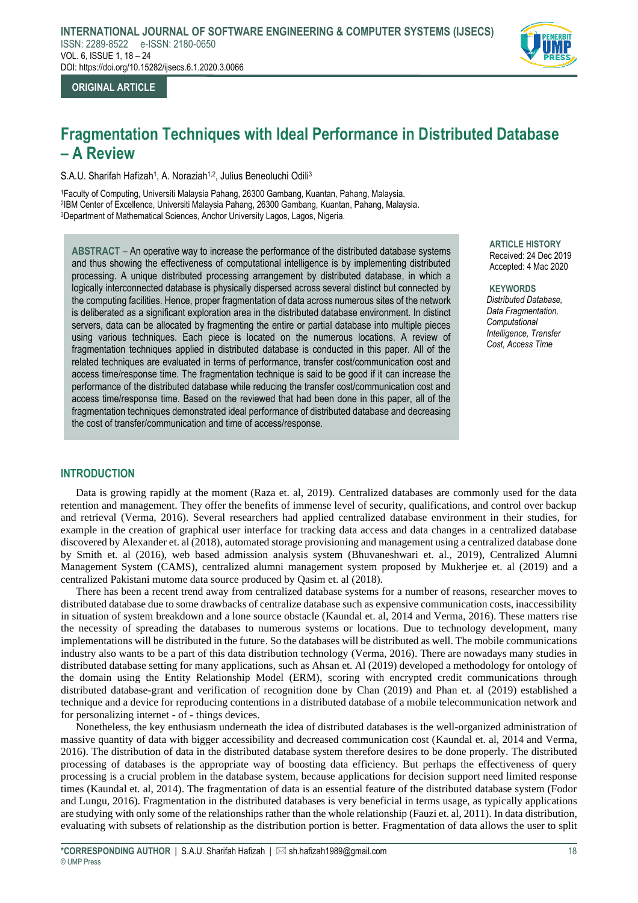ORIGINAL ARTICLE

# Fragmentation Techniques with Ideal Performance in Distributed Database – A Review

S.A.U. Sharifah Hafizah[1], A. Noraziah[1,2], Julius Beneoluchi Odili[3]

[1]Faculty of Computing, Universiti Malaysia Pahang, 26300 Gambang, Kuantan, Pahang, Malaysia.
[2]IBM Center of Excellence, Universiti Malaysia Pahang, 26300 Gambang, Kuantan, Pahang, Malaysia.
[3]Department of Mathematical Sciences, Anchor University Lagos, Lagos, Nigeria.

**ABSTRACT** – An operative way to increase the performance of the distributed database systems and thus showing the effectiveness of computational intelligence is by implementing distributed processing. A unique distributed processing arrangement by distributed database, in which a logically interconnected database is physically dispersed across several distinct but connected by the computing facilities. Hence, proper fragmentation of data across numerous sites of the network is deliberated as a significant exploration area in the distributed database environment. In distinct servers, data can be allocated by fragmenting the entire or partial database into multiple pieces using various techniques. Each piece is located on the numerous locations. A review of fragmentation techniques applied in distributed database is conducted in this paper. All of the related techniques are evaluated in terms of performance, transfer cost/communication cost and access time/response time. The fragmentation technique is said to be good if it can increase the performance of the distributed database while reducing the transfer cost/communication cost and access time/response time. Based on the reviewed that had been done in this paper, all of the fragmentation techniques demonstrated ideal performance of distributed database and decreasing the cost of transfer/communication and time of access/response.

**ARTICLE HISTORY**
Received: 24 Dec 2019
Accepted: 4 Mac 2020

**KEYWORDS**
*Distributed Database, Data Fragmentation, Computational Intelligence, Transfer Cost, Access Time*

## INTRODUCTION

Data is growing rapidly at the moment (Raza et. al, 2019). Centralized databases are commonly used for the data retention and management. They offer the benefits of immense level of security, qualifications, and control over backup and retrieval (Verma, 2016). Several researchers had applied centralized database environment in their studies, for example in the creation of graphical user interface for tracking data access and data changes in a centralized database discovered by Alexander et. al (2018), automated storage provisioning and management using a centralized database done by Smith et. al (2016), web based admission analysis system (Bhuvaneshwari et. al., 2019), Centralized Alumni Management System (CAMS), centralized alumni management system proposed by Mukherjee et. al (2019) and a centralized Pakistani mutome data source produced by Qasim et. al (2018).

There has been a recent trend away from centralized database systems for a number of reasons, researcher moves to distributed database due to some drawbacks of centralize database such as expensive communication costs, inaccessibility in situation of system breakdown and a lone source obstacle (Kaundal et. al, 2014 and Verma, 2016). These matters rise the necessity of spreading the databases to numerous systems or locations. Due to technology development, many implementations will be distributed in the future. So the databases will be distributed as well. The mobile communications industry also wants to be a part of this data distribution technology (Verma, 2016). There are nowadays many studies in distributed database setting for many applications, such as Ahsan et. Al (2019) developed a methodology for ontology of the domain using the Entity Relationship Model (ERM), scoring with encrypted credit communications through distributed database-grant and verification of recognition done by Chan (2019) and Phan et. al (2019) established a technique and a device for reproducing contentions in a distributed database of a mobile telecommunication network and for personalizing internet - of - things devices.

Nonetheless, the key enthusiasm underneath the idea of distributed databases is the well-organized administration of massive quantity of data with bigger accessibility and decreased communication cost (Kaundal et. al, 2014 and Verma, 2016). The distribution of data in the distributed database system therefore desires to be done properly. The distributed processing of databases is the appropriate way of boosting data efficiency. But perhaps the effectiveness of query processing is a crucial problem in the database system, because applications for decision support need limited response times (Kaundal et. al, 2014). The fragmentation of data is an essential feature of the distributed database system (Fodor and Lungu, 2016). Fragmentation in the distributed databases is very beneficial in terms usage, as typically applications are studying with only some of the relationships rather than the whole relationship (Fauzi et. al, 2011). In data distribution, evaluating with subsets of relationship as the distribution portion is better. Fragmentation of data allows the user to split

*CORRESPONDING AUTHOR | S.A.U. Sharifah Hafizah | sh.hafizah1989@gmail.com
© UMP Press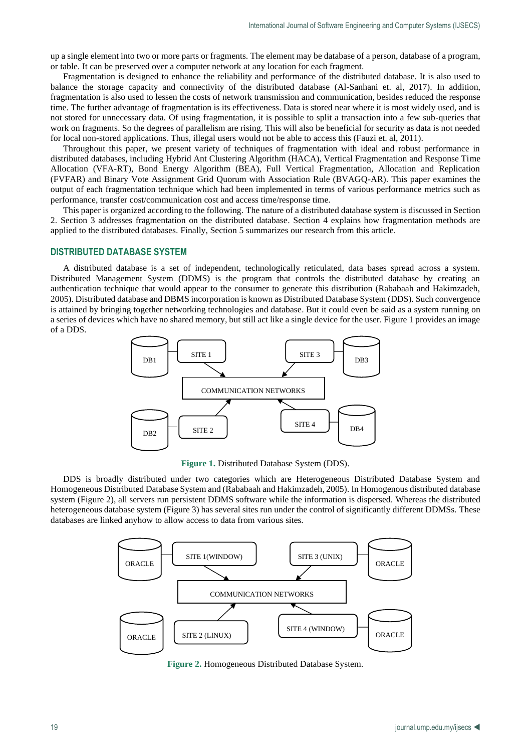up a single element into two or more parts or fragments. The element may be database of a person, database of a program, or table. It can be preserved over a computer network at any location for each fragment.

Fragmentation is designed to enhance the reliability and performance of the distributed database. It is also used to balance the storage capacity and connectivity of the distributed database (Al-Sanhani et. al, 2017). In addition, fragmentation is also used to lessen the costs of network transmission and communication, besides reduced the response time. The further advantage of fragmentation is its effectiveness. Data is stored near where it is most widely used, and is not stored for unnecessary data. Of using fragmentation, it is possible to split a transaction into a few sub-queries that work on fragments. So the degrees of parallelism are rising. This will also be beneficial for security as data is not needed for local non-stored applications. Thus, illegal users would not be able to access this (Fauzi et. al, 2011).

Throughout this paper, we present variety of techniques of fragmentation with ideal and robust performance in distributed databases, including Hybrid Ant Clustering Algorithm (HACA), Vertical Fragmentation and Response Time Allocation (VFA-RT), Bond Energy Algorithm (BEA), Full Vertical Fragmentation, Allocation and Replication (FVFAR) and Binary Vote Assignment Grid Quorum with Association Rule (BVAGQ-AR). This paper examines the output of each fragmentation technique which had been implemented in terms of various performance metrics such as performance, transfer cost/communication cost and access time/response time.

This paper is organized according to the following. The nature of a distributed database system is discussed in Section 2. Section 3 addresses fragmentation on the distributed database. Section 4 explains how fragmentation methods are applied to the distributed databases. Finally, Section 5 summarizes our research from this article.

## DISTRIBUTED DATABASE SYSTEM

A distributed database is a set of independent, technologically reticulated, data bases spread across a system. Distributed Management System (DDMS) is the program that controls the distributed database by creating an authentication technique that would appear to the consumer to generate this distribution (Rababaah and Hakimzadeh, 2005). Distributed database and DBMS incorporation is known as Distributed Database System (DDS). Such convergence is attained by bringing together networking technologies and database. But it could even be said as a system running on a series of devices which have no shared memory, but still act like a single device for the user. Figure 1 provides an image of a DDS.

DB1 | SITE 1 | SITE 3 | DB3 | COMMUNICATION NETWORKS | DB2 | SITE 2 | SITE 4 | DB4

**Figure 1.** Distributed Database System (DDS).

DDS is broadly distributed under two categories which are Heterogeneous Distributed Database System and Homogeneous Distributed Database System and (Rababaah and Hakimzadeh, 2005). In Homogenous distributed database system (Figure 2), all servers run persistent DDMS software while the information is dispersed. Whereas the distributed heterogeneous database system (Figure 3) has several sites run under the control of significantly different DDMSs. These databases are linked anyhow to allow access to data from various sites.

ORACLE | SITE 1(WINDOW) | SITE 3 (UNIX) | ORACLE | COMMUNICATION NETWORKS | ORACLE | SITE 2 (LINUX) | SITE 4 (WINDOW) | ORACLE

**Figure 2.** Homogeneous Distributed Database System.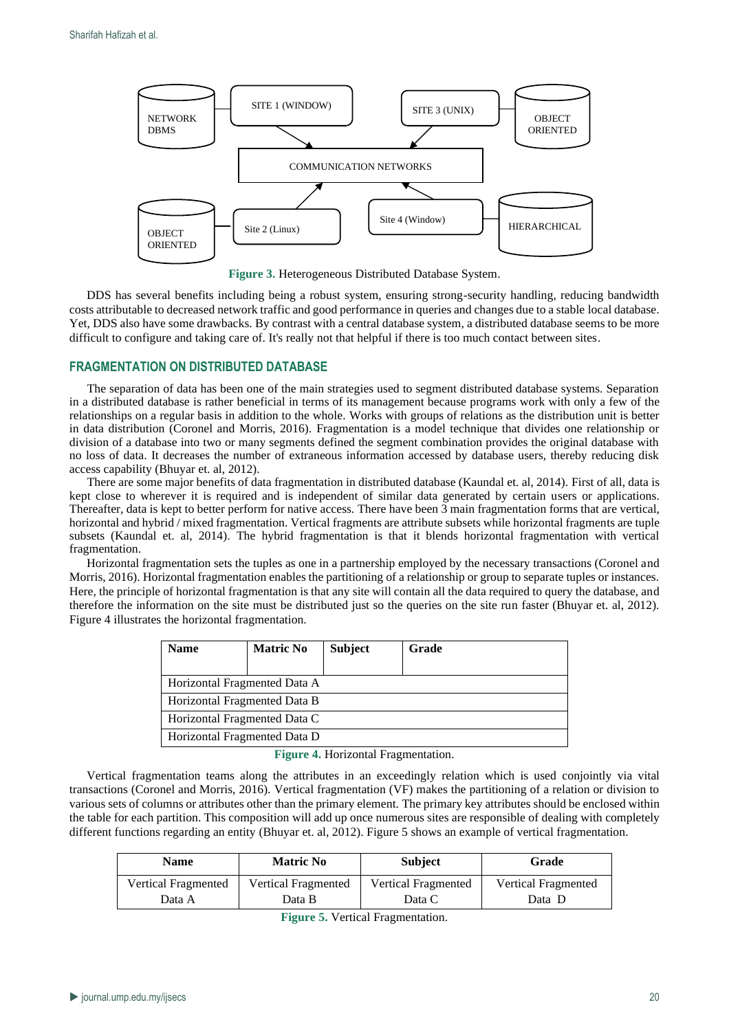Figure 3. Heterogeneous Distributed Database System.

DDS has several benefits including being a robust system, ensuring strong-security handling, reducing bandwidth costs attributable to decreased network traffic and good performance in queries and changes due to a stable local database. Yet, DDS also have some drawbacks. By contrast with a central database system, a distributed database seems to be more difficult to configure and taking care of. It's really not that helpful if there is too much contact between sites.

## FRAGMENTATION ON DISTRIBUTED DATABASE

The separation of data has been one of the main strategies used to segment distributed database systems. Separation in a distributed database is rather beneficial in terms of its management because programs work with only a few of the relationships on a regular basis in addition to the whole. Works with groups of relations as the distribution unit is better in data distribution (Coronel and Morris, 2016). Fragmentation is a model technique that divides one relationship or division of a database into two or many segments defined the segment combination provides the original database with no loss of data. It decreases the number of extraneous information accessed by database users, thereby reducing disk access capability (Bhuyar et. al, 2012).

There are some major benefits of data fragmentation in distributed database (Kaundal et. al, 2014). First of all, data is kept close to wherever it is required and is independent of similar data generated by certain users or applications. Thereafter, data is kept to better perform for native access. There have been 3 main fragmentation forms that are vertical, horizontal and hybrid / mixed fragmentation. Vertical fragments are attribute subsets while horizontal fragments are tuple subsets (Kaundal et. al, 2014). The hybrid fragmentation is that it blends horizontal fragmentation with vertical fragmentation.

Horizontal fragmentation sets the tuples as one in a partnership employed by the necessary transactions (Coronel and Morris, 2016). Horizontal fragmentation enables the partitioning of a relationship or group to separate tuples or instances. Here, the principle of horizontal fragmentation is that any site will contain all the data required to query the database, and therefore the information on the site must be distributed just so the queries on the site run faster (Bhuyar et. al, 2012). Figure 4 illustrates the horizontal fragmentation.

| **Name** | **Matric No** | **Subject** | **Grade** |
|---|---|---|---|
| Horizontal Fragmented Data A | | | |
| Horizontal Fragmented Data B | | | |
| Horizontal Fragmented Data C | | | |
| Horizontal Fragmented Data D | | | |

Figure 4. Horizontal Fragmentation.

Vertical fragmentation teams along the attributes in an exceedingly relation which is used conjointly via vital transactions (Coronel and Morris, 2016). Vertical fragmentation (VF) makes the partitioning of a relation or division to various sets of columns or attributes other than the primary element. The primary key attributes should be enclosed within the table for each partition. This composition will add up once numerous sites are responsible of dealing with completely different functions regarding an entity (Bhuyar et. al, 2012). Figure 5 shows an example of vertical fragmentation.

| Name | Matric No | Subject | Grade |
|---|---|---|---|
| Vertical Fragmented Data A | Vertical Fragmented Data B | Vertical Fragmented Data C | Vertical Fragmented Data D |

Figure 5. Vertical Fragmentation.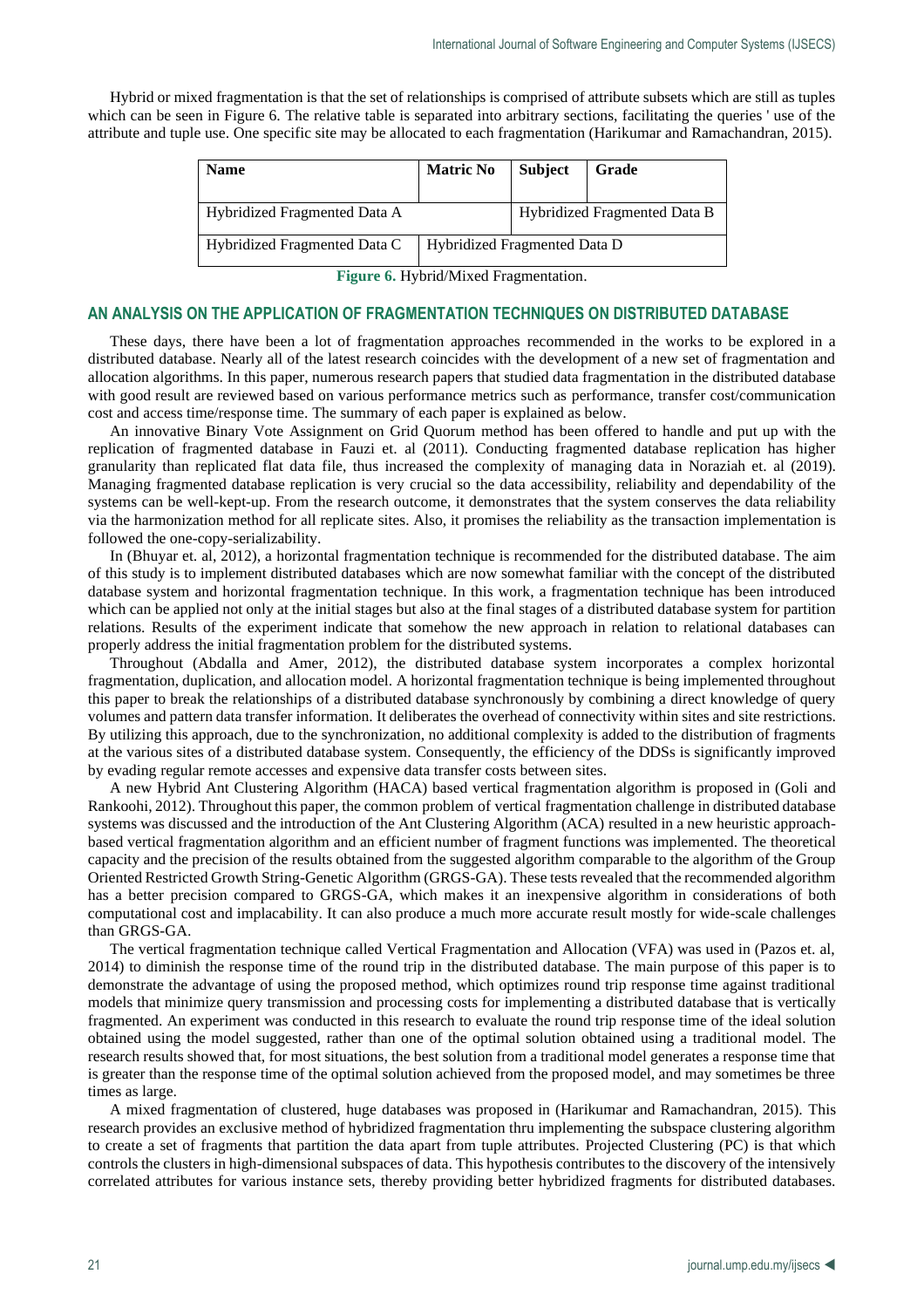Hybrid or mixed fragmentation is that the set of relationships is comprised of attribute subsets which are still as tuples which can be seen in Figure 6. The relative table is separated into arbitrary sections, facilitating the queries ' use of the attribute and tuple use. One specific site may be allocated to each fragmentation (Harikumar and Ramachandran, 2015).

| Name | Matric No | Subject | Grade |
|---|---|---|---|
| Hybridized Fragmented Data A | | Hybridized Fragmented Data B | |
| Hybridized Fragmented Data C | Hybridized Fragmented Data D | | |

**Figure 6.** Hybrid/Mixed Fragmentation.

## AN ANALYSIS ON THE APPLICATION OF FRAGMENTATION TECHNIQUES ON DISTRIBUTED DATABASE

These days, there have been a lot of fragmentation approaches recommended in the works to be explored in a distributed database. Nearly all of the latest research coincides with the development of a new set of fragmentation and allocation algorithms. In this paper, numerous research papers that studied data fragmentation in the distributed database with good result are reviewed based on various performance metrics such as performance, transfer cost/communication cost and access time/response time. The summary of each paper is explained as below.

An innovative Binary Vote Assignment on Grid Quorum method has been offered to handle and put up with the replication of fragmented database in Fauzi et. al (2011). Conducting fragmented database replication has higher granularity than replicated flat data file, thus increased the complexity of managing data in Noraziah et. al (2019). Managing fragmented database replication is very crucial so the data accessibility, reliability and dependability of the systems can be well-kept-up. From the research outcome, it demonstrates that the system conserves the data reliability via the harmonization method for all replicate sites. Also, it promises the reliability as the transaction implementation is followed the one-copy-serializability.

In (Bhuyar et. al, 2012), a horizontal fragmentation technique is recommended for the distributed database. The aim of this study is to implement distributed databases which are now somewhat familiar with the concept of the distributed database system and horizontal fragmentation technique. In this work, a fragmentation technique has been introduced which can be applied not only at the initial stages but also at the final stages of a distributed database system for partition relations. Results of the experiment indicate that somehow the new approach in relation to relational databases can properly address the initial fragmentation problem for the distributed systems.

Throughout (Abdalla and Amer, 2012), the distributed database system incorporates a complex horizontal fragmentation, duplication, and allocation model. A horizontal fragmentation technique is being implemented throughout this paper to break the relationships of a distributed database synchronously by combining a direct knowledge of query volumes and pattern data transfer information. It deliberates the overhead of connectivity within sites and site restrictions. By utilizing this approach, due to the synchronization, no additional complexity is added to the distribution of fragments at the various sites of a distributed database system. Consequently, the efficiency of the DDSs is significantly improved by evading regular remote accesses and expensive data transfer costs between sites.

A new Hybrid Ant Clustering Algorithm (HACA) based vertical fragmentation algorithm is proposed in (Goli and Rankoohi, 2012). Throughout this paper, the common problem of vertical fragmentation challenge in distributed database systems was discussed and the introduction of the Ant Clustering Algorithm (ACA) resulted in a new heuristic approach-based vertical fragmentation algorithm and an efficient number of fragment functions was implemented. The theoretical capacity and the precision of the results obtained from the suggested algorithm comparable to the algorithm of the Group Oriented Restricted Growth String-Genetic Algorithm (GRGS-GA). These tests revealed that the recommended algorithm has a better precision compared to GRGS-GA, which makes it an inexpensive algorithm in considerations of both computational cost and implacability. It can also produce a much more accurate result mostly for wide-scale challenges than GRGS-GA.

The vertical fragmentation technique called Vertical Fragmentation and Allocation (VFA) was used in (Pazos et. al, 2014) to diminish the response time of the round trip in the distributed database. The main purpose of this paper is to demonstrate the advantage of using the proposed method, which optimizes round trip response time against traditional models that minimize query transmission and processing costs for implementing a distributed database that is vertically fragmented. An experiment was conducted in this research to evaluate the round trip response time of the ideal solution obtained using the model suggested, rather than one of the optimal solution obtained using a traditional model. The research results showed that, for most situations, the best solution from a traditional model generates a response time that is greater than the response time of the optimal solution achieved from the proposed model, and may sometimes be three times as large.

A mixed fragmentation of clustered, huge databases was proposed in (Harikumar and Ramachandran, 2015). This research provides an exclusive method of hybridized fragmentation thru implementing the subspace clustering algorithm to create a set of fragments that partition the data apart from tuple attributes. Projected Clustering (PC) is that which controls the clusters in high-dimensional subspaces of data. This hypothesis contributes to the discovery of the intensively correlated attributes for various instance sets, thereby providing better hybridized fragments for distributed databases.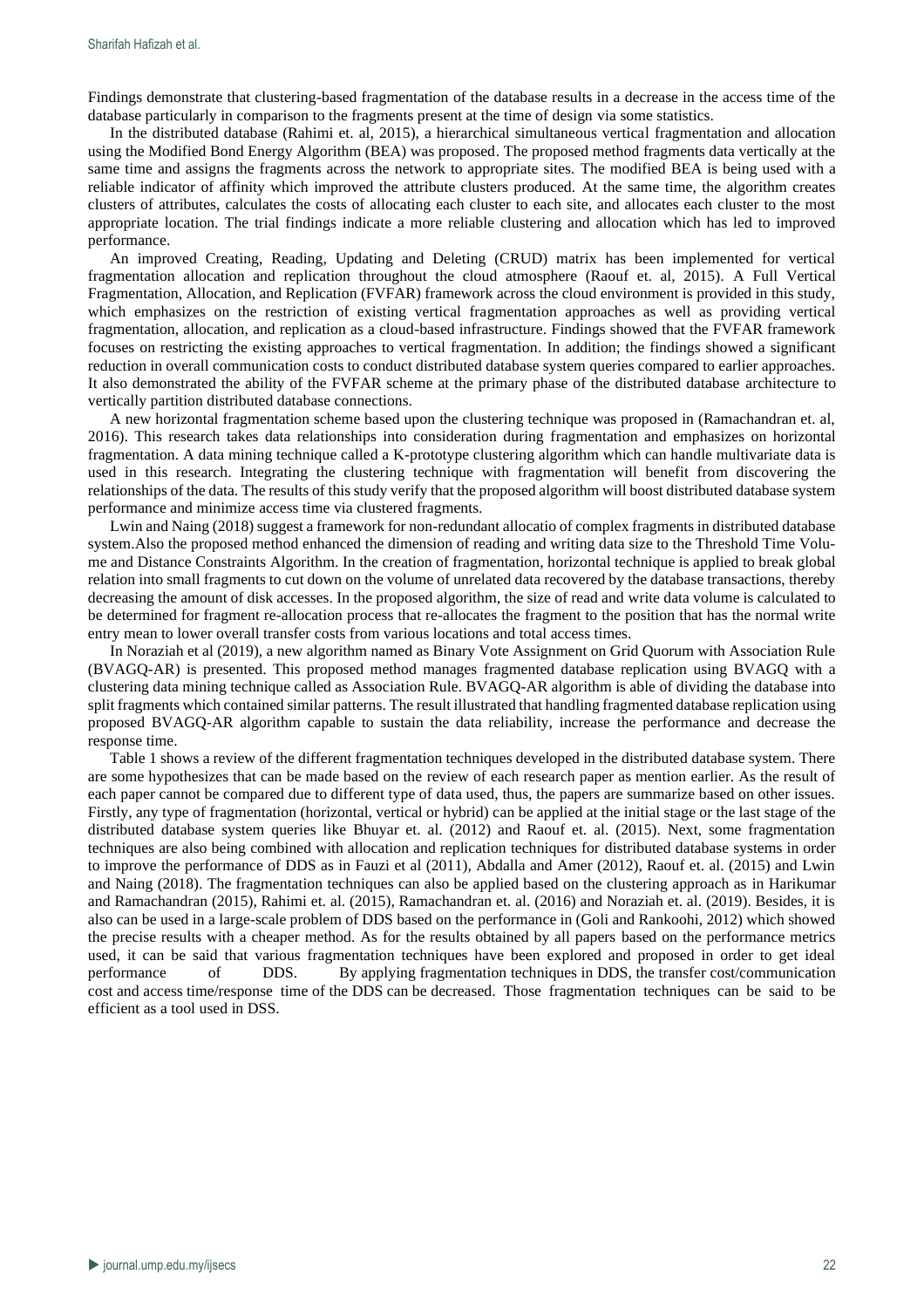Findings demonstrate that clustering-based fragmentation of the database results in a decrease in the access time of the database particularly in comparison to the fragments present at the time of design via some statistics.

In the distributed database (Rahimi et. al, 2015), a hierarchical simultaneous vertical fragmentation and allocation using the Modified Bond Energy Algorithm (BEA) was proposed. The proposed method fragments data vertically at the same time and assigns the fragments across the network to appropriate sites. The modified BEA is being used with a reliable indicator of affinity which improved the attribute clusters produced. At the same time, the algorithm creates clusters of attributes, calculates the costs of allocating each cluster to each site, and allocates each cluster to the most appropriate location. The trial findings indicate a more reliable clustering and allocation which has led to improved performance.

An improved Creating, Reading, Updating and Deleting (CRUD) matrix has been implemented for vertical fragmentation allocation and replication throughout the cloud atmosphere (Raouf et. al, 2015). A Full Vertical Fragmentation, Allocation, and Replication (FVFAR) framework across the cloud environment is provided in this study, which emphasizes on the restriction of existing vertical fragmentation approaches as well as providing vertical fragmentation, allocation, and replication as a cloud-based infrastructure. Findings showed that the FVFAR framework focuses on restricting the existing approaches to vertical fragmentation. In addition; the findings showed a significant reduction in overall communication costs to conduct distributed database system queries compared to earlier approaches. It also demonstrated the ability of the FVFAR scheme at the primary phase of the distributed database architecture to vertically partition distributed database connections.

A new horizontal fragmentation scheme based upon the clustering technique was proposed in (Ramachandran et. al, 2016). This research takes data relationships into consideration during fragmentation and emphasizes on horizontal fragmentation. A data mining technique called a K-prototype clustering algorithm which can handle multivariate data is used in this research. Integrating the clustering technique with fragmentation will benefit from discovering the relationships of the data. The results of this study verify that the proposed algorithm will boost distributed database system performance and minimize access time via clustered fragments.

Lwin and Naing (2018) suggest a framework for non-redundant allocatio of complex fragments in distributed database system.Also the proposed method enhanced the dimension of reading and writing data size to the Threshold Time Volume and Distance Constraints Algorithm. In the creation of fragmentation, horizontal technique is applied to break global relation into small fragments to cut down on the volume of unrelated data recovered by the database transactions, thereby decreasing the amount of disk accesses. In the proposed algorithm, the size of read and write data volume is calculated to be determined for fragment re-allocation process that re-allocates the fragment to the position that has the normal write entry mean to lower overall transfer costs from various locations and total access times.

In Noraziah et al (2019), a new algorithm named as Binary Vote Assignment on Grid Quorum with Association Rule (BVAGQ-AR) is presented. This proposed method manages fragmented database replication using BVAGQ with a clustering data mining technique called as Association Rule. BVAGQ-AR algorithm is able of dividing the database into split fragments which contained similar patterns. The result illustrated that handling fragmented database replication using proposed BVAGQ-AR algorithm capable to sustain the data reliability, increase the performance and decrease the response time.

Table 1 shows a review of the different fragmentation techniques developed in the distributed database system. There are some hypothesizes that can be made based on the review of each research paper as mention earlier. As the result of each paper cannot be compared due to different type of data used, thus, the papers are summarize based on other issues. Firstly, any type of fragmentation (horizontal, vertical or hybrid) can be applied at the initial stage or the last stage of the distributed database system queries like Bhuyar et. al. (2012) and Raouf et. al. (2015). Next, some fragmentation techniques are also being combined with allocation and replication techniques for distributed database systems in order to improve the performance of DDS as in Fauzi et al (2011), Abdalla and Amer (2012), Raouf et. al. (2015) and Lwin and Naing (2018). The fragmentation techniques can also be applied based on the clustering approach as in Harikumar and Ramachandran (2015), Rahimi et. al. (2015), Ramachandran et. al. (2016) and Noraziah et. al. (2019). Besides, it is also can be used in a large-scale problem of DDS based on the performance in (Goli and Rankoohi, 2012) which showed the precise results with a cheaper method. As for the results obtained by all papers based on the performance metrics used, it can be said that various fragmentation techniques have been explored and proposed in order to get ideal performance of DDS. By applying fragmentation techniques in DDS, the transfer cost/communication cost and access time/response time of the DDS can be decreased. Those fragmentation techniques can be said to be efficient as a tool used in DSS.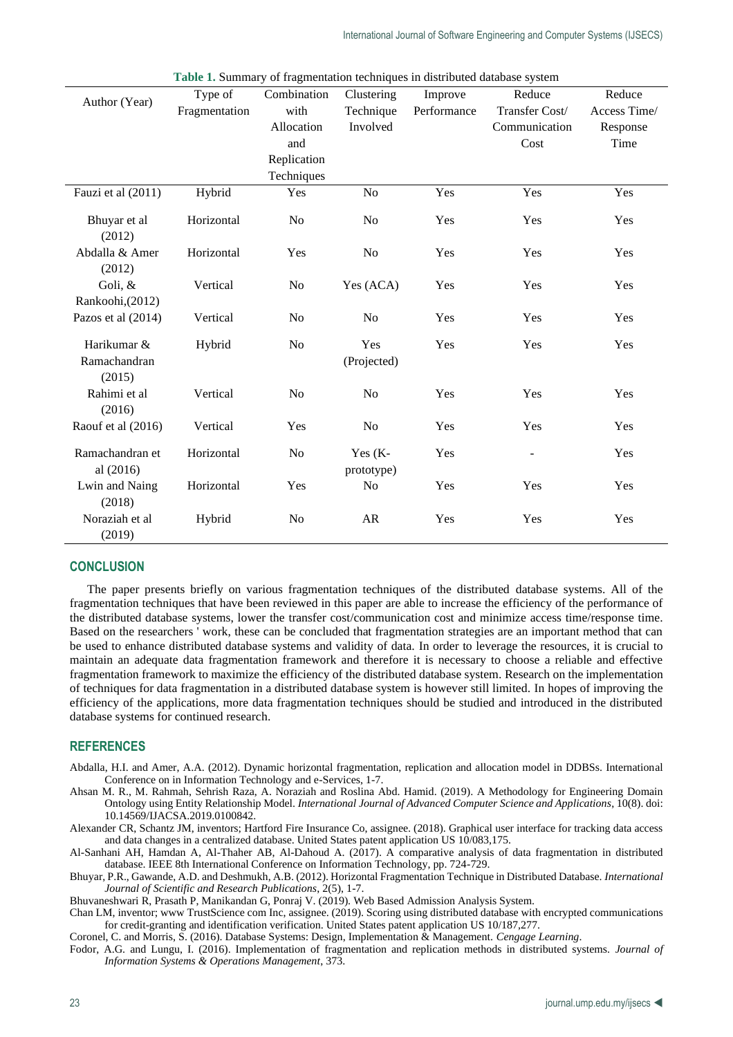**Table 1.** Summary of fragmentation techniques in distributed database system

| Author (Year) | Type of Fragmentation | Combination with Allocation and Replication Techniques | Clustering Technique Involved | Improve Performance | Reduce Transfer Cost/ Communication Cost | Reduce Access Time/ Response Time |
|---|---|---|---|---|---|---|
| Fauzi et al (2011) | Hybrid | Yes | No | Yes | Yes | Yes |
| Bhuyar et al (2012) | Horizontal | No | No | Yes | Yes | Yes |
| Abdalla & Amer (2012) | Horizontal | Yes | No | Yes | Yes | Yes |
| Goli, & Rankoohi,(2012) | Vertical | No | Yes (ACA) | Yes | Yes | Yes |
| Pazos et al (2014) | Vertical | No | No | Yes | Yes | Yes |
| Harikumar & Ramachandran (2015) | Hybrid | No | Yes (Projected) | Yes | Yes | Yes |
| Rahimi et al (2016) | Vertical | No | No | Yes | Yes | Yes |
| Raouf et al (2016) | Vertical | Yes | No | Yes | Yes | Yes |
| Ramachandran et al (2016) | Horizontal | No | Yes (K-prototype) | Yes | - | Yes |
| Lwin and Naing (2018) | Horizontal | Yes | No | Yes | Yes | Yes |
| Noraziah et al (2019) | Hybrid | No | AR | Yes | Yes | Yes |

## CONCLUSION

The paper presents briefly on various fragmentation techniques of the distributed database systems. All of the fragmentation techniques that have been reviewed in this paper are able to increase the efficiency of the performance of the distributed database systems, lower the transfer cost/communication cost and minimize access time/response time. Based on the researchers ' work, these can be concluded that fragmentation strategies are an important method that can be used to enhance distributed database systems and validity of data. In order to leverage the resources, it is crucial to maintain an adequate data fragmentation framework and therefore it is necessary to choose a reliable and effective fragmentation framework to maximize the efficiency of the distributed database system. Research on the implementation of techniques for data fragmentation in a distributed database system is however still limited. In hopes of improving the efficiency of the applications, more data fragmentation techniques should be studied and introduced in the distributed database systems for continued research.

## REFERENCES

Abdalla, H.I. and Amer, A.A. (2012). Dynamic horizontal fragmentation, replication and allocation model in DDBSs. International Conference on in Information Technology and e-Services, 1-7.

Ahsan M. R., M. Rahmah, Sehrish Raza, A. Noraziah and Roslina Abd. Hamid. (2019). A Methodology for Engineering Domain Ontology using Entity Relationship Model. *International Journal of Advanced Computer Science and Applications*, 10(8). doi: 10.14569/IJACSA.2019.0100842.

Alexander CR, Schantz JM, inventors; Hartford Fire Insurance Co, assignee. (2018). Graphical user interface for tracking data access and data changes in a centralized database. United States patent application US 10/083,175.

Al-Sanhani AH, Hamdan A, Al-Thaher AB, Al-Dahoud A. (2017). A comparative analysis of data fragmentation in distributed database. IEEE 8th International Conference on Information Technology, pp. 724-729.

Bhuyar, P.R., Gawande, A.D. and Deshmukh, A.B. (2012). Horizontal Fragmentation Technique in Distributed Database. *International Journal of Scientific and Research Publications*, 2(5), 1-7.

Bhuvaneshwari R, Prasath P, Manikandan G, Ponraj V. (2019). Web Based Admission Analysis System.

Chan LM, inventor; www TrustScience com Inc, assignee. (2019). Scoring using distributed database with encrypted communications for credit-granting and identification verification. United States patent application US 10/187,277.

Coronel, C. and Morris, S. (2016). Database Systems: Design, Implementation & Management. *Cengage Learning*.

Fodor, A.G. and Lungu, I. (2016). Implementation of fragmentation and replication methods in distributed systems. *Journal of Information Systems & Operations Management*, 373.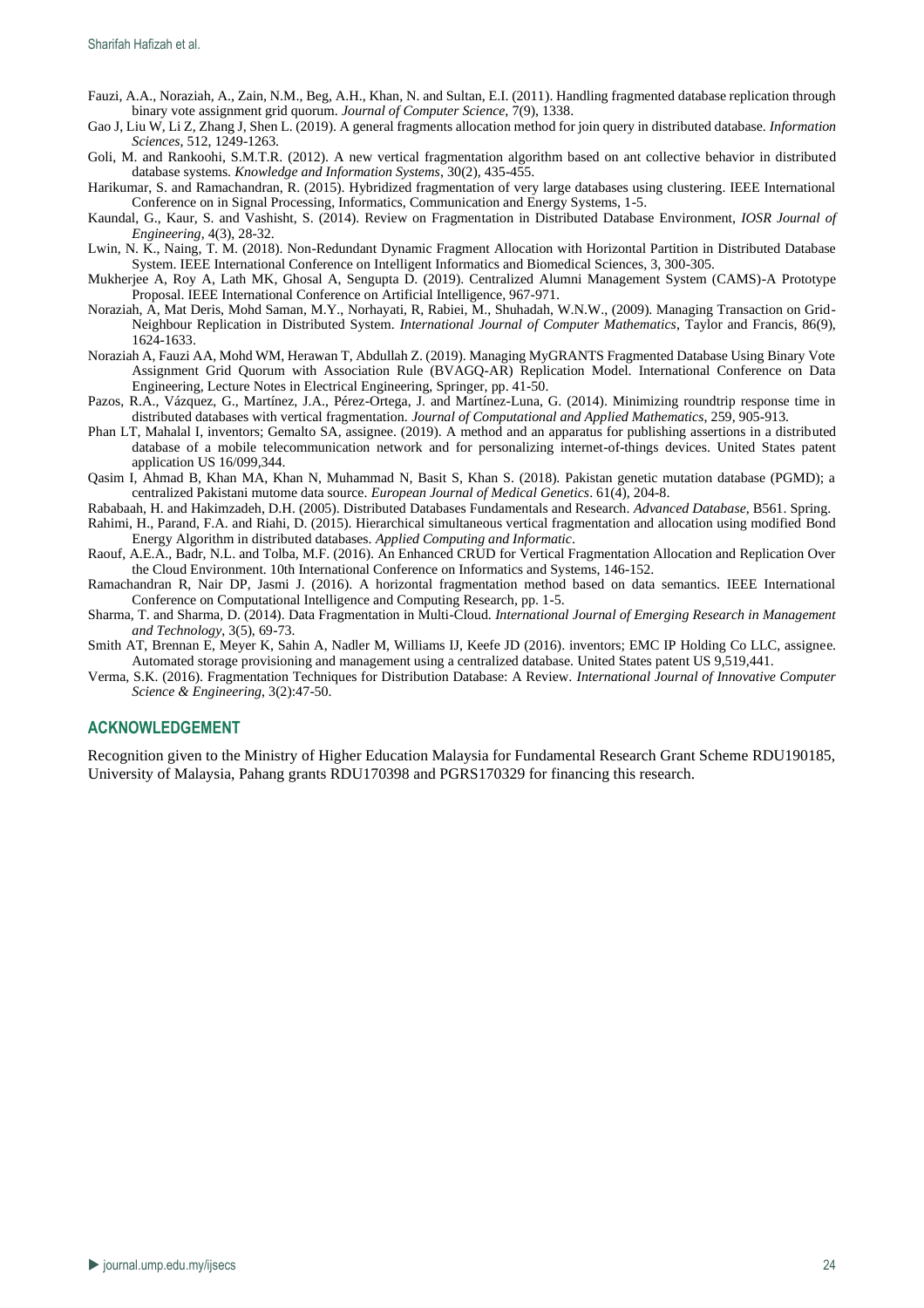Fauzi, A.A., Noraziah, A., Zain, N.M., Beg, A.H., Khan, N. and Sultan, E.I. (2011). Handling fragmented database replication through binary vote assignment grid quorum. *Journal of Computer Science*, 7(9), 1338.

Gao J, Liu W, Li Z, Zhang J, Shen L. (2019). A general fragments allocation method for join query in distributed database. *Information Sciences*, 512, 1249-1263.

Goli, M. and Rankoohi, S.M.T.R. (2012). A new vertical fragmentation algorithm based on ant collective behavior in distributed database systems. *Knowledge and Information Systems*, 30(2), 435-455.

Harikumar, S. and Ramachandran, R. (2015). Hybridized fragmentation of very large databases using clustering. IEEE International Conference on in Signal Processing, Informatics, Communication and Energy Systems, 1-5.

Kaundal, G., Kaur, S. and Vashisht, S. (2014). Review on Fragmentation in Distributed Database Environment, *IOSR Journal of Engineering*, 4(3), 28-32.

Lwin, N. K., Naing, T. M. (2018). Non-Redundant Dynamic Fragment Allocation with Horizontal Partition in Distributed Database System. IEEE International Conference on Intelligent Informatics and Biomedical Sciences, 3, 300-305.

Mukherjee A, Roy A, Lath MK, Ghosal A, Sengupta D. (2019). Centralized Alumni Management System (CAMS)-A Prototype Proposal. IEEE International Conference on Artificial Intelligence, 967-971.

Noraziah, A, Mat Deris, Mohd Saman, M.Y., Norhayati, R, Rabiei, M., Shuhadah, W.N.W., (2009). Managing Transaction on Grid-Neighbour Replication in Distributed System. *International Journal of Computer Mathematics*, Taylor and Francis, 86(9), 1624-1633.

Noraziah A, Fauzi AA, Mohd WM, Herawan T, Abdullah Z. (2019). Managing MyGRANTS Fragmented Database Using Binary Vote Assignment Grid Quorum with Association Rule (BVAGQ-AR) Replication Model. International Conference on Data Engineering, Lecture Notes in Electrical Engineering, Springer, pp. 41-50.

Pazos, R.A., Vázquez, G., Martínez, J.A., Pérez-Ortega, J. and Martínez-Luna, G. (2014). Minimizing roundtrip response time in distributed databases with vertical fragmentation. *Journal of Computational and Applied Mathematics*, 259, 905-913.

Phan LT, Mahalal I, inventors; Gemalto SA, assignee. (2019). A method and an apparatus for publishing assertions in a distributed database of a mobile telecommunication network and for personalizing internet-of-things devices. United States patent application US 16/099,344.

Qasim I, Ahmad B, Khan MA, Khan N, Muhammad N, Basit S, Khan S. (2018). Pakistan genetic mutation database (PGMD); a centralized Pakistani mutome data source. *European Journal of Medical Genetics*. 61(4), 204-8.

Rababaah, H. and Hakimzadeh, D.H. (2005). Distributed Databases Fundamentals and Research. *Advanced Database*, B561. Spring.

Rahimi, H., Parand, F.A. and Riahi, D. (2015). Hierarchical simultaneous vertical fragmentation and allocation using modified Bond Energy Algorithm in distributed databases. *Applied Computing and Informatic*.

Raouf, A.E.A., Badr, N.L. and Tolba, M.F. (2016). An Enhanced CRUD for Vertical Fragmentation Allocation and Replication Over the Cloud Environment. 10th International Conference on Informatics and Systems, 146-152.

Ramachandran R, Nair DP, Jasmi J. (2016). A horizontal fragmentation method based on data semantics. IEEE International Conference on Computational Intelligence and Computing Research, pp. 1-5.

Sharma, T. and Sharma, D. (2014). Data Fragmentation in Multi-Cloud. *International Journal of Emerging Research in Management and Technology*, 3(5), 69-73.

Smith AT, Brennan E, Meyer K, Sahin A, Nadler M, Williams IJ, Keefe JD (2016). inventors; EMC IP Holding Co LLC, assignee. Automated storage provisioning and management using a centralized database. United States patent US 9,519,441.

Verma, S.K. (2016). Fragmentation Techniques for Distribution Database: A Review. *International Journal of Innovative Computer Science & Engineering*, 3(2):47-50.

## ACKNOWLEDGEMENT

Recognition given to the Ministry of Higher Education Malaysia for Fundamental Research Grant Scheme RDU190185, University of Malaysia, Pahang grants RDU170398 and PGRS170329 for financing this research.